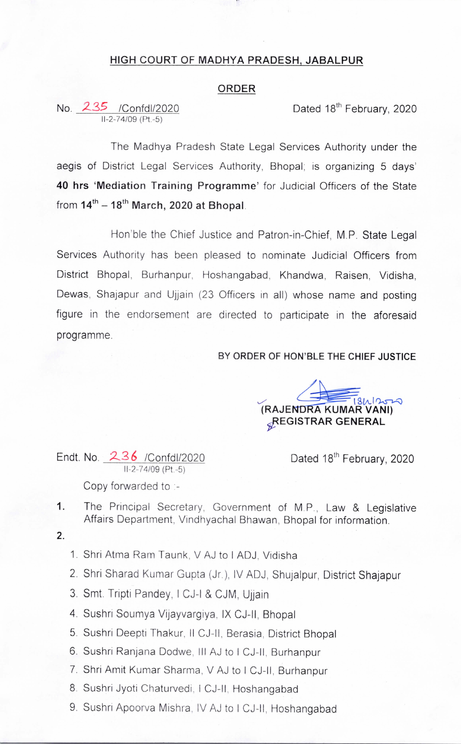## HIGH COURT OF MADHYA PRADESH, JABALPUR

## ORDER

No. 235 /Confdl/2020
II-2-74/09 (Pt.-5)

Dated 18th February, 2020

The Madhya Pradesh State Legal Services Authority under the aegis of District Legal Services Authority, Bhopal; is organizing 5 days' **40 hrs 'Mediation Training Programme'** for Judicial Officers of the State from **14th – 18th March, 2020 at Bhopal**.

Hon'ble the Chief Justice and Patron-in-Chief, M.P. State Legal Services Authority has been pleased to nominate Judicial Officers from District Bhopal, Burhanpur, Hoshangabad, Khandwa, Raisen, Vidisha, Dewas, Shajapur and Ujjain (23 Officers in all) whose name and posting figure in the endorsement are directed to participate in the aforesaid programme.

BY ORDER OF HON'BLE THE CHIEF JUSTICE

18/2/2020
(RAJENDRA KUMAR VANI)
REGISTRAR GENERAL

Endt. No. 236 /Confdl/2020
II-2-74/09 (Pt.-5)

Dated 18th February, 2020

Copy forwarded to :-

1. The Principal Secretary, Government of M.P., Law & Legislative Affairs Department, Vindhyachal Bhawan, Bhopal for information.
2. 
    1. Shri Atma Ram Taunk, V AJ to I ADJ, Vidisha
    2. Shri Sharad Kumar Gupta (Jr.), IV ADJ, Shujalpur, District Shajapur
    3. Smt. Tripti Pandey, I CJ-I & CJM, Ujjain
    4. Sushri Soumya Vijayvargiya, IX CJ-II, Bhopal
    5. Sushri Deepti Thakur, II CJ-II, Berasia, District Bhopal
    6. Sushri Ranjana Dodwe, III AJ to I CJ-II, Burhanpur
    7. Shri Amit Kumar Sharma, V AJ to I CJ-II, Burhanpur
    8. Sushri Jyoti Chaturvedi, I CJ-II, Hoshangabad
    9. Sushri Apoorva Mishra, IV AJ to I CJ-II, Hoshangabad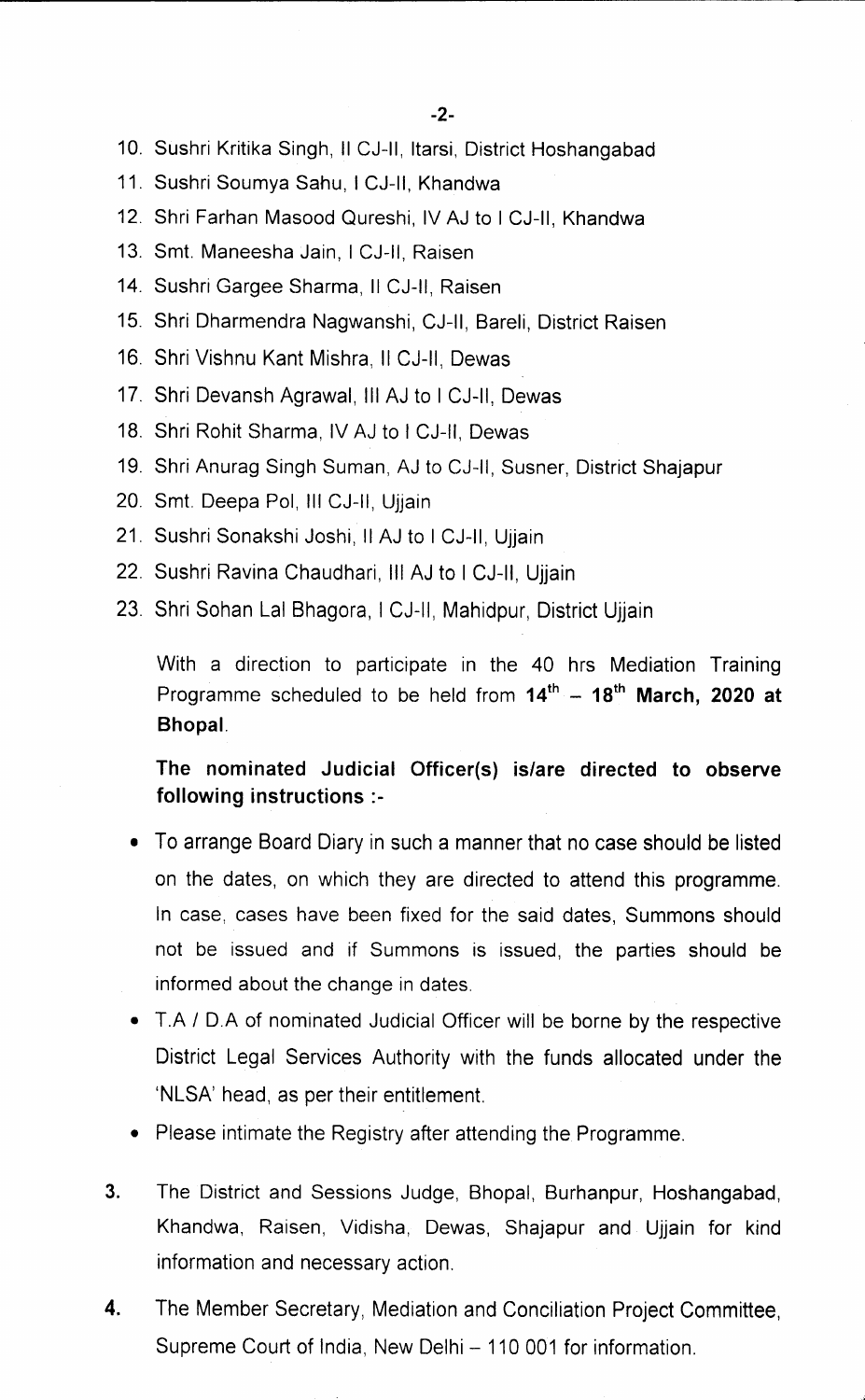10. Sushri Kritika Singh, II CJ-II, Itarsi, District Hoshangabad
11. Sushri Soumya Sahu, I CJ-II, Khandwa
12. Shri Farhan Masood Qureshi, IV AJ to I CJ-II, Khandwa
13. Smt. Maneesha Jain, I CJ-II, Raisen
14. Sushri Gargee Sharma, II CJ-II, Raisen
15. Shri Dharmendra Nagwanshi, CJ-II, Bareli, District Raisen
16. Shri Vishnu Kant Mishra, II CJ-II, Dewas
17. Shri Devansh Agrawal, III AJ to I CJ-II, Dewas
18. Shri Rohit Sharma, IV AJ to I CJ-II, Dewas
19. Shri Anurag Singh Suman, AJ to CJ-II, Susner, District Shajapur
20. Smt. Deepa Pol, III CJ-II, Ujjain
21. Sushri Sonakshi Joshi, II AJ to I CJ-II, Ujjain
22. Sushri Ravina Chaudhari, III AJ to I CJ-II, Ujjain
23. Shri Sohan Lal Bhagora, I CJ-II, Mahidpur, District Ujjain

With a direction to participate in the 40 hrs Mediation Training Programme scheduled to be held from **14th – 18th March, 2020 at Bhopal**.

**The nominated Judicial Officer(s) is/are directed to observe following instructions :-**

- To arrange Board Diary in such a manner that no case should be listed on the dates, on which they are directed to attend this programme. In case, cases have been fixed for the said dates, Summons should not be issued and if Summons is issued, the parties should be informed about the change in dates.
- T.A / D.A of nominated Judicial Officer will be borne by the respective District Legal Services Authority with the funds allocated under the 'NLSA' head, as per their entitlement.
- Please intimate the Registry after attending the Programme.

3. The District and Sessions Judge, Bhopal, Burhanpur, Hoshangabad, Khandwa, Raisen, Vidisha, Dewas, Shajapur and Ujjain for kind information and necessary action.

4. The Member Secretary, Mediation and Conciliation Project Committee, Supreme Court of India, New Delhi – 110 001 for information.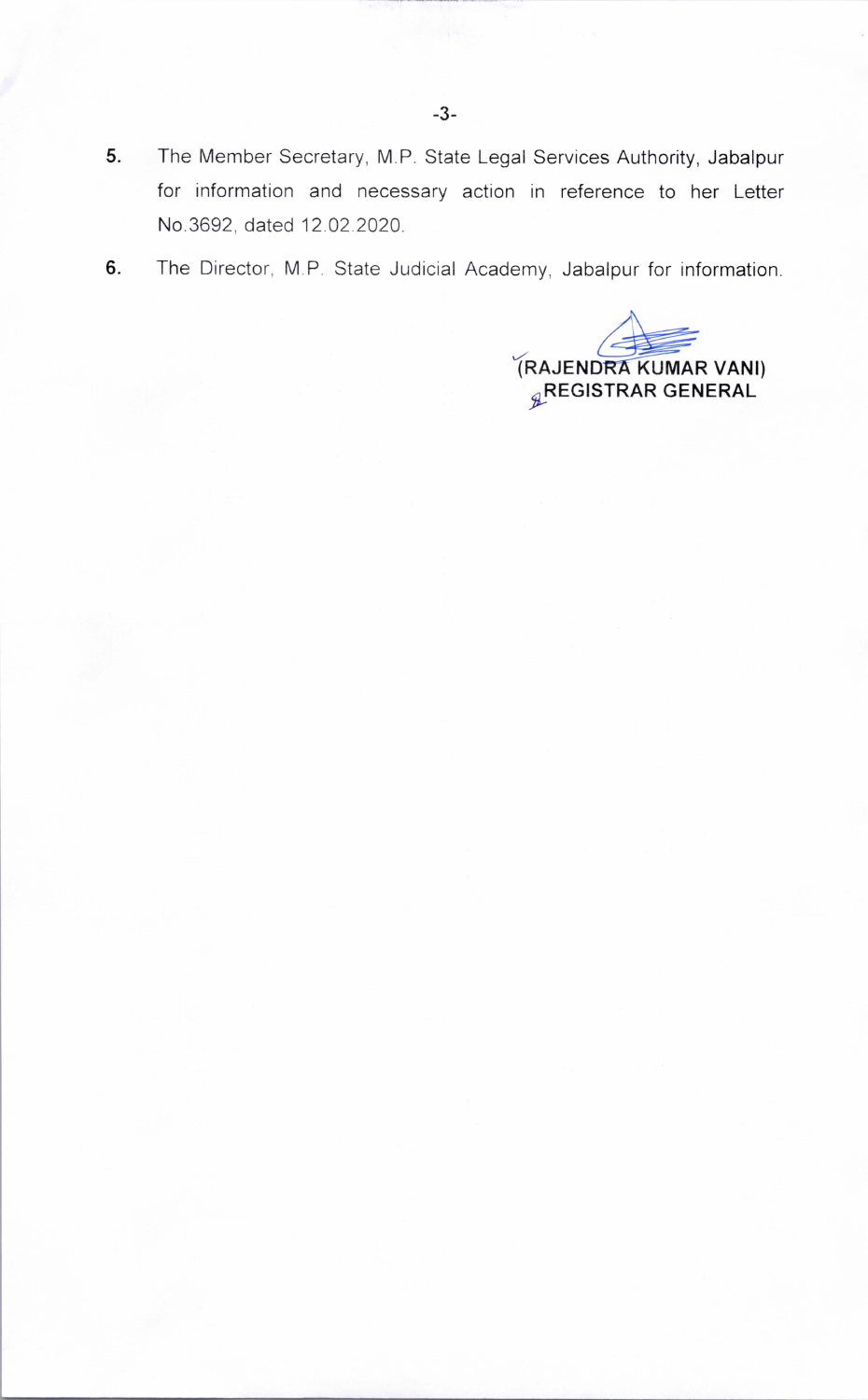5. The Member Secretary, M.P. State Legal Services Authority, Jabalpur for information and necessary action in reference to her Letter No.3692, dated 12.02.2020.

6. The Director, M.P. State Judicial Academy, Jabalpur for information.

**(RAJENDRA KUMAR VANI)**
**REGISTRAR GENERAL**